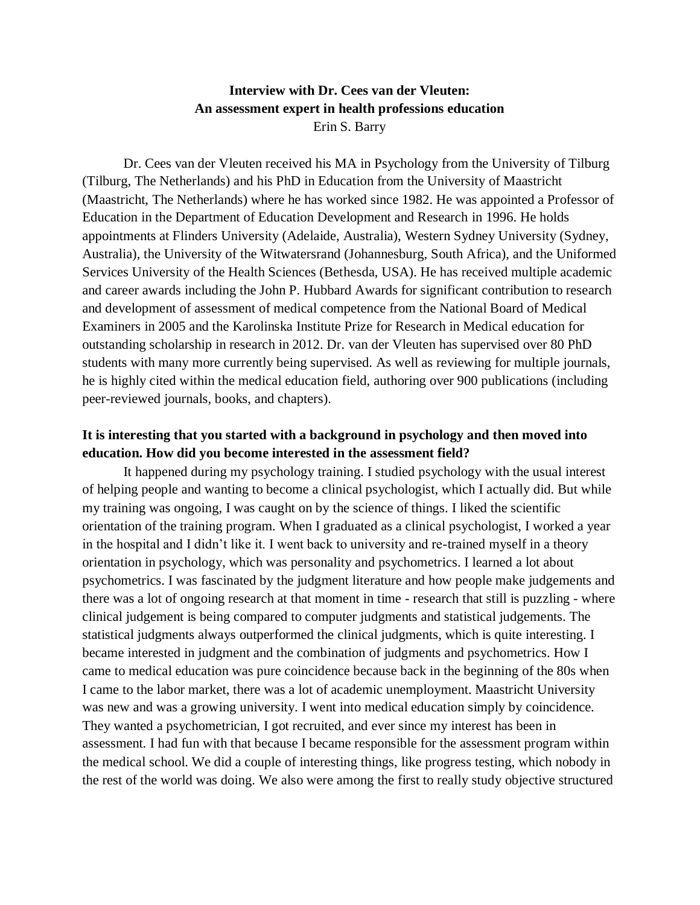# Interview with Dr. Cees van der Vleuten: An assessment expert in health professions education

Erin S. Barry

Dr. Cees van der Vleuten received his MA in Psychology from the University of Tilburg (Tilburg, The Netherlands) and his PhD in Education from the University of Maastricht (Maastricht, The Netherlands) where he has worked since 1982. He was appointed a Professor of Education in the Department of Education Development and Research in 1996. He holds appointments at Flinders University (Adelaide, Australia), Western Sydney University (Sydney, Australia), the University of the Witwatersrand (Johannesburg, South Africa), and the Uniformed Services University of the Health Sciences (Bethesda, USA). He has received multiple academic and career awards including the John P. Hubbard Awards for significant contribution to research and development of assessment of medical competence from the National Board of Medical Examiners in 2005 and the Karolinska Institute Prize for Research in Medical education for outstanding scholarship in research in 2012. Dr. van der Vleuten has supervised over 80 PhD students with many more currently being supervised. As well as reviewing for multiple journals, he is highly cited within the medical education field, authoring over 900 publications (including peer-reviewed journals, books, and chapters).

**It is interesting that you started with a background in psychology and then moved into education. How did you become interested in the assessment field?**

It happened during my psychology training. I studied psychology with the usual interest of helping people and wanting to become a clinical psychologist, which I actually did. But while my training was ongoing, I was caught on by the science of things. I liked the scientific orientation of the training program. When I graduated as a clinical psychologist, I worked a year in the hospital and I didn't like it. I went back to university and re-trained myself in a theory orientation in psychology, which was personality and psychometrics. I learned a lot about psychometrics. I was fascinated by the judgment literature and how people make judgements and there was a lot of ongoing research at that moment in time - research that still is puzzling - where clinical judgement is being compared to computer judgments and statistical judgements. The statistical judgments always outperformed the clinical judgments, which is quite interesting. I became interested in judgment and the combination of judgments and psychometrics. How I came to medical education was pure coincidence because back in the beginning of the 80s when I came to the labor market, there was a lot of academic unemployment. Maastricht University was new and was a growing university. I went into medical education simply by coincidence. They wanted a psychometrician, I got recruited, and ever since my interest has been in assessment. I had fun with that because I became responsible for the assessment program within the medical school. We did a couple of interesting things, like progress testing, which nobody in the rest of the world was doing. We also were among the first to really study objective structured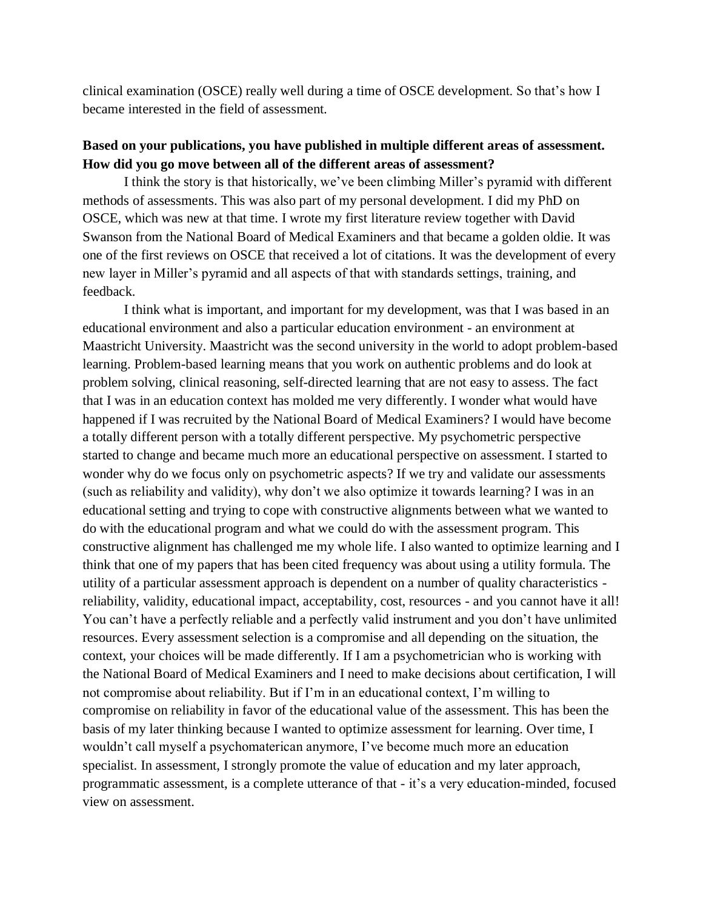clinical examination (OSCE) really well during a time of OSCE development. So that's how I became interested in the field of assessment.

**Based on your publications, you have published in multiple different areas of assessment. How did you go move between all of the different areas of assessment?**

I think the story is that historically, we've been climbing Miller's pyramid with different methods of assessments. This was also part of my personal development. I did my PhD on OSCE, which was new at that time. I wrote my first literature review together with David Swanson from the National Board of Medical Examiners and that became a golden oldie. It was one of the first reviews on OSCE that received a lot of citations. It was the development of every new layer in Miller's pyramid and all aspects of that with standards settings, training, and feedback.

I think what is important, and important for my development, was that I was based in an educational environment and also a particular education environment - an environment at Maastricht University. Maastricht was the second university in the world to adopt problem-based learning. Problem-based learning means that you work on authentic problems and do look at problem solving, clinical reasoning, self-directed learning that are not easy to assess. The fact that I was in an education context has molded me very differently. I wonder what would have happened if I was recruited by the National Board of Medical Examiners? I would have become a totally different person with a totally different perspective. My psychometric perspective started to change and became much more an educational perspective on assessment. I started to wonder why do we focus only on psychometric aspects? If we try and validate our assessments (such as reliability and validity), why don't we also optimize it towards learning? I was in an educational setting and trying to cope with constructive alignments between what we wanted to do with the educational program and what we could do with the assessment program. This constructive alignment has challenged me my whole life. I also wanted to optimize learning and I think that one of my papers that has been cited frequency was about using a utility formula. The utility of a particular assessment approach is dependent on a number of quality characteristics - reliability, validity, educational impact, acceptability, cost, resources - and you cannot have it all! You can't have a perfectly reliable and a perfectly valid instrument and you don't have unlimited resources. Every assessment selection is a compromise and all depending on the situation, the context, your choices will be made differently. If I am a psychometrician who is working with the National Board of Medical Examiners and I need to make decisions about certification, I will not compromise about reliability. But if I'm in an educational context, I'm willing to compromise on reliability in favor of the educational value of the assessment. This has been the basis of my later thinking because I wanted to optimize assessment for learning. Over time, I wouldn't call myself a psychomaterican anymore, I've become much more an education specialist. In assessment, I strongly promote the value of education and my later approach, programmatic assessment, is a complete utterance of that - it's a very education-minded, focused view on assessment.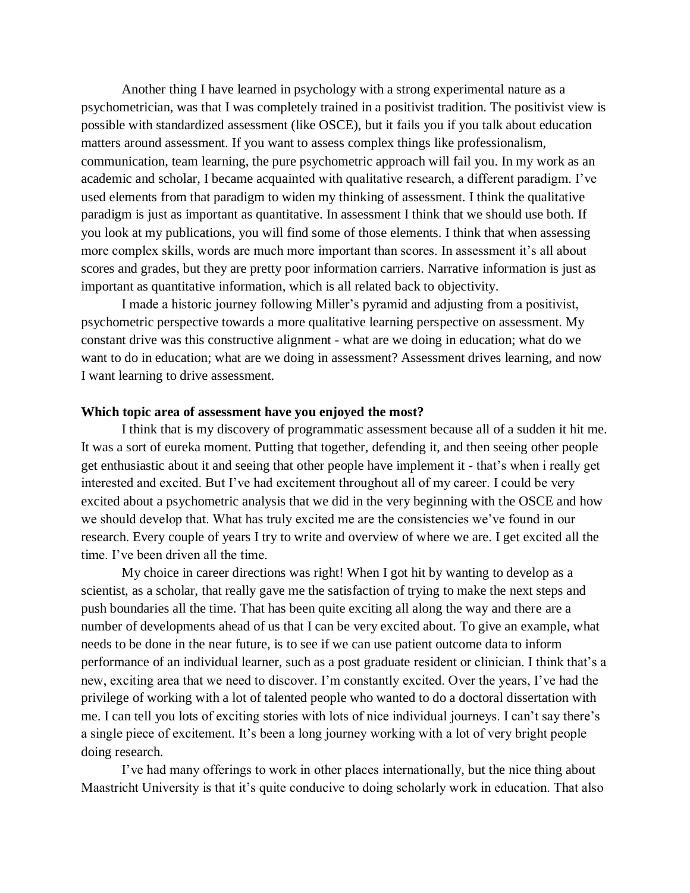Another thing I have learned in psychology with a strong experimental nature as a psychometrician, was that I was completely trained in a positivist tradition. The positivist view is possible with standardized assessment (like OSCE), but it fails you if you talk about education matters around assessment. If you want to assess complex things like professionalism, communication, team learning, the pure psychometric approach will fail you. In my work as an academic and scholar, I became acquainted with qualitative research, a different paradigm. I've used elements from that paradigm to widen my thinking of assessment. I think the qualitative paradigm is just as important as quantitative. In assessment I think that we should use both. If you look at my publications, you will find some of those elements. I think that when assessing more complex skills, words are much more important than scores. In assessment it's all about scores and grades, but they are pretty poor information carriers. Narrative information is just as important as quantitative information, which is all related back to objectivity.

I made a historic journey following Miller's pyramid and adjusting from a positivist, psychometric perspective towards a more qualitative learning perspective on assessment. My constant drive was this constructive alignment - what are we doing in education; what do we want to do in education; what are we doing in assessment? Assessment drives learning, and now I want learning to drive assessment.

**Which topic area of assessment have you enjoyed the most?**

I think that is my discovery of programmatic assessment because all of a sudden it hit me. It was a sort of eureka moment. Putting that together, defending it, and then seeing other people get enthusiastic about it and seeing that other people have implement it - that's when i really get interested and excited. But I've had excitement throughout all of my career. I could be very excited about a psychometric analysis that we did in the very beginning with the OSCE and how we should develop that. What has truly excited me are the consistencies we've found in our research. Every couple of years I try to write and overview of where we are. I get excited all the time. I've been driven all the time.

My choice in career directions was right! When I got hit by wanting to develop as a scientist, as a scholar, that really gave me the satisfaction of trying to make the next steps and push boundaries all the time. That has been quite exciting all along the way and there are a number of developments ahead of us that I can be very excited about. To give an example, what needs to be done in the near future, is to see if we can use patient outcome data to inform performance of an individual learner, such as a post graduate resident or clinician. I think that's a new, exciting area that we need to discover. I'm constantly excited. Over the years, I've had the privilege of working with a lot of talented people who wanted to do a doctoral dissertation with me. I can tell you lots of exciting stories with lots of nice individual journeys. I can't say there's a single piece of excitement. It's been a long journey working with a lot of very bright people doing research.

I've had many offerings to work in other places internationally, but the nice thing about Maastricht University is that it's quite conducive to doing scholarly work in education. That also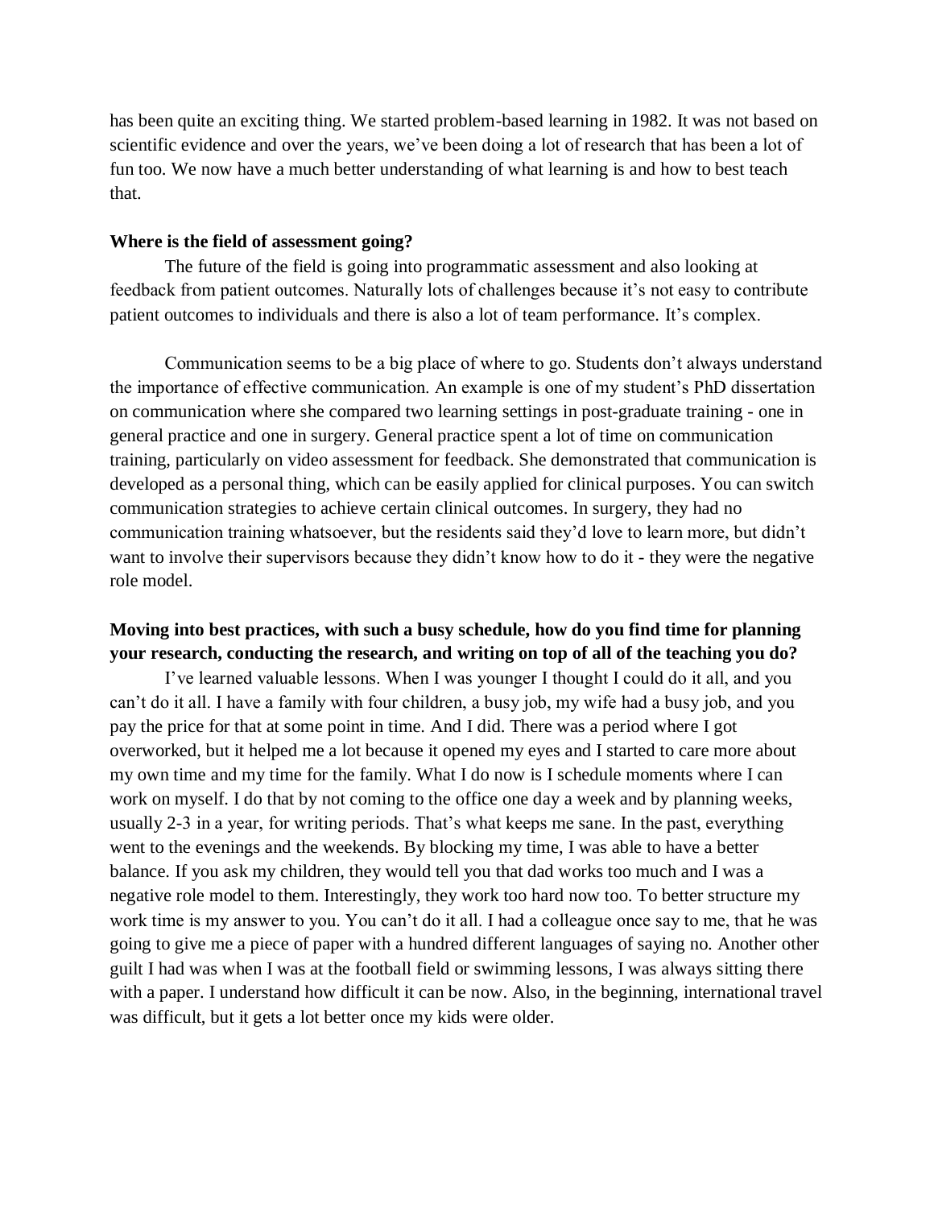has been quite an exciting thing. We started problem-based learning in 1982. It was not based on scientific evidence and over the years, we've been doing a lot of research that has been a lot of fun too. We now have a much better understanding of what learning is and how to best teach that.

**Where is the field of assessment going?**

The future of the field is going into programmatic assessment and also looking at feedback from patient outcomes. Naturally lots of challenges because it's not easy to contribute patient outcomes to individuals and there is also a lot of team performance. It's complex.

Communication seems to be a big place of where to go. Students don't always understand the importance of effective communication. An example is one of my student's PhD dissertation on communication where she compared two learning settings in post-graduate training - one in general practice and one in surgery. General practice spent a lot of time on communication training, particularly on video assessment for feedback. She demonstrated that communication is developed as a personal thing, which can be easily applied for clinical purposes. You can switch communication strategies to achieve certain clinical outcomes. In surgery, they had no communication training whatsoever, but the residents said they'd love to learn more, but didn't want to involve their supervisors because they didn't know how to do it - they were the negative role model.

**Moving into best practices, with such a busy schedule, how do you find time for planning your research, conducting the research, and writing on top of all of the teaching you do?**

I've learned valuable lessons. When I was younger I thought I could do it all, and you can't do it all. I have a family with four children, a busy job, my wife had a busy job, and you pay the price for that at some point in time. And I did. There was a period where I got overworked, but it helped me a lot because it opened my eyes and I started to care more about my own time and my time for the family. What I do now is I schedule moments where I can work on myself. I do that by not coming to the office one day a week and by planning weeks, usually 2-3 in a year, for writing periods. That's what keeps me sane. In the past, everything went to the evenings and the weekends. By blocking my time, I was able to have a better balance. If you ask my children, they would tell you that dad works too much and I was a negative role model to them. Interestingly, they work too hard now too. To better structure my work time is my answer to you. You can't do it all. I had a colleague once say to me, that he was going to give me a piece of paper with a hundred different languages of saying no. Another other guilt I had was when I was at the football field or swimming lessons, I was always sitting there with a paper. I understand how difficult it can be now. Also, in the beginning, international travel was difficult, but it gets a lot better once my kids were older.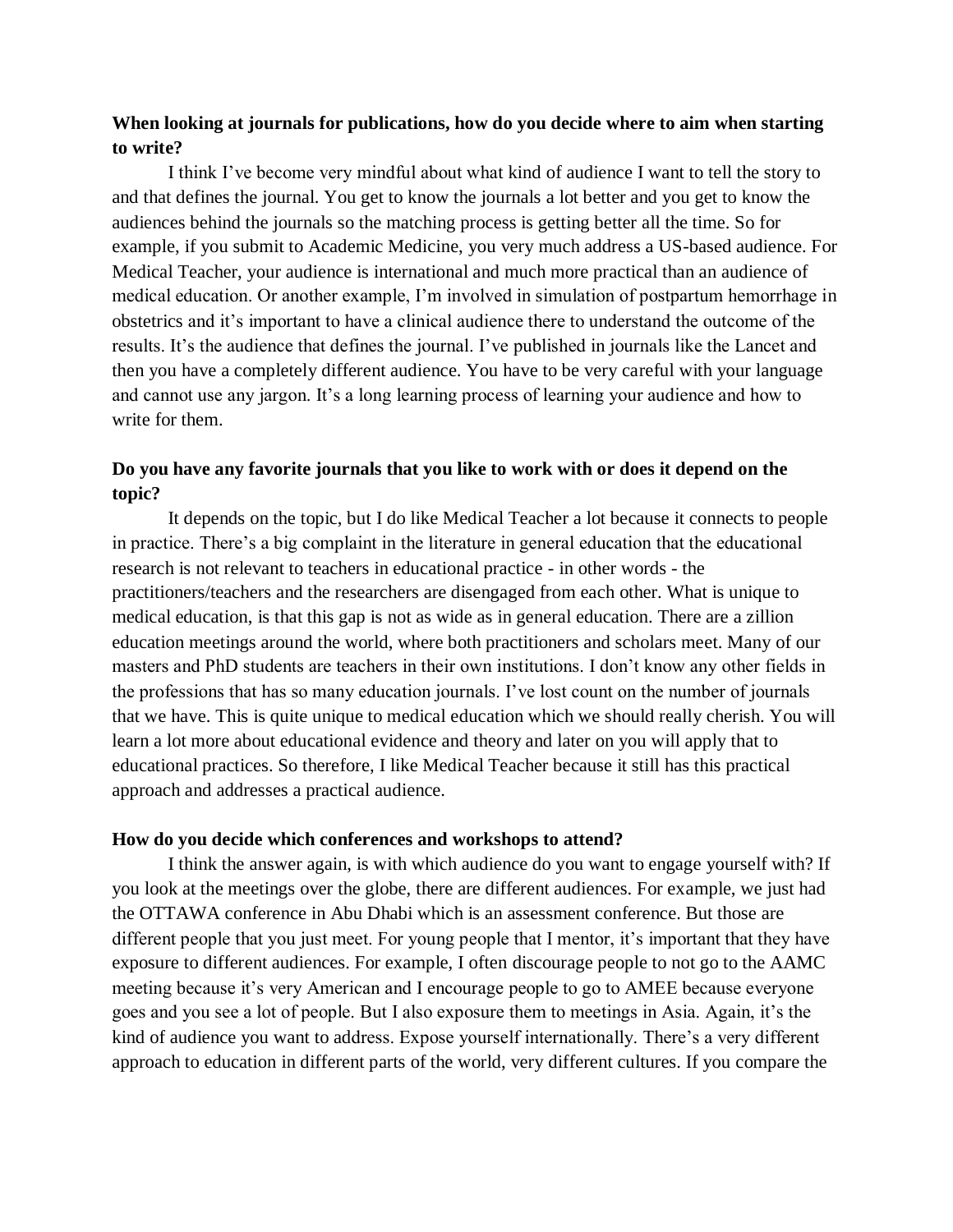**When looking at journals for publications, how do you decide where to aim when starting to write?**

I think I've become very mindful about what kind of audience I want to tell the story to and that defines the journal. You get to know the journals a lot better and you get to know the audiences behind the journals so the matching process is getting better all the time. So for example, if you submit to Academic Medicine, you very much address a US-based audience. For Medical Teacher, your audience is international and much more practical than an audience of medical education. Or another example, I'm involved in simulation of postpartum hemorrhage in obstetrics and it's important to have a clinical audience there to understand the outcome of the results. It's the audience that defines the journal. I've published in journals like the Lancet and then you have a completely different audience. You have to be very careful with your language and cannot use any jargon. It's a long learning process of learning your audience and how to write for them.

**Do you have any favorite journals that you like to work with or does it depend on the topic?**

It depends on the topic, but I do like Medical Teacher a lot because it connects to people in practice. There's a big complaint in the literature in general education that the educational research is not relevant to teachers in educational practice - in other words - the practitioners/teachers and the researchers are disengaged from each other. What is unique to medical education, is that this gap is not as wide as in general education. There are a zillion education meetings around the world, where both practitioners and scholars meet. Many of our masters and PhD students are teachers in their own institutions. I don't know any other fields in the professions that has so many education journals. I've lost count on the number of journals that we have. This is quite unique to medical education which we should really cherish. You will learn a lot more about educational evidence and theory and later on you will apply that to educational practices. So therefore, I like Medical Teacher because it still has this practical approach and addresses a practical audience.

**How do you decide which conferences and workshops to attend?**

I think the answer again, is with which audience do you want to engage yourself with? If you look at the meetings over the globe, there are different audiences. For example, we just had the OTTAWA conference in Abu Dhabi which is an assessment conference. But those are different people that you just meet. For young people that I mentor, it's important that they have exposure to different audiences. For example, I often discourage people to not go to the AAMC meeting because it's very American and I encourage people to go to AMEE because everyone goes and you see a lot of people. But I also exposure them to meetings in Asia. Again, it's the kind of audience you want to address. Expose yourself internationally. There's a very different approach to education in different parts of the world, very different cultures. If you compare the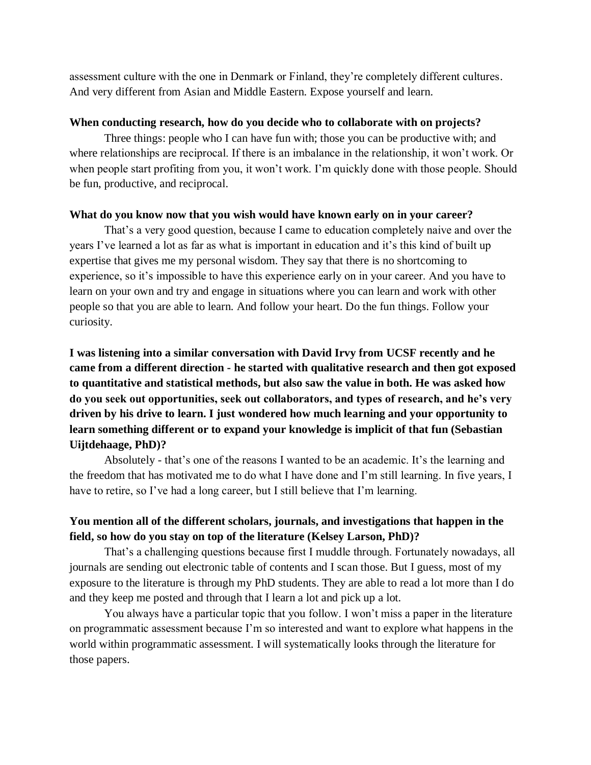assessment culture with the one in Denmark or Finland, they're completely different cultures. And very different from Asian and Middle Eastern. Expose yourself and learn.

**When conducting research, how do you decide who to collaborate with on projects?**

Three things: people who I can have fun with; those you can be productive with; and where relationships are reciprocal. If there is an imbalance in the relationship, it won't work. Or when people start profiting from you, it won't work. I'm quickly done with those people. Should be fun, productive, and reciprocal.

**What do you know now that you wish would have known early on in your career?**

That's a very good question, because I came to education completely naive and over the years I've learned a lot as far as what is important in education and it's this kind of built up expertise that gives me my personal wisdom. They say that there is no shortcoming to experience, so it's impossible to have this experience early on in your career. And you have to learn on your own and try and engage in situations where you can learn and work with other people so that you are able to learn. And follow your heart. Do the fun things. Follow your curiosity.

**I was listening into a similar conversation with David Irvy from UCSF recently and he came from a different direction - he started with qualitative research and then got exposed to quantitative and statistical methods, but also saw the value in both. He was asked how do you seek out opportunities, seek out collaborators, and types of research, and he's very driven by his drive to learn. I just wondered how much learning and your opportunity to learn something different or to expand your knowledge is implicit of that fun (Sebastian Uijtdehaage, PhD)?**

Absolutely - that's one of the reasons I wanted to be an academic. It's the learning and the freedom that has motivated me to do what I have done and I'm still learning. In five years, I have to retire, so I've had a long career, but I still believe that I'm learning.

**You mention all of the different scholars, journals, and investigations that happen in the field, so how do you stay on top of the literature (Kelsey Larson, PhD)?**

That's a challenging questions because first I muddle through. Fortunately nowadays, all journals are sending out electronic table of contents and I scan those. But I guess, most of my exposure to the literature is through my PhD students. They are able to read a lot more than I do and they keep me posted and through that I learn a lot and pick up a lot.

You always have a particular topic that you follow. I won't miss a paper in the literature on programmatic assessment because I'm so interested and want to explore what happens in the world within programmatic assessment. I will systematically looks through the literature for those papers.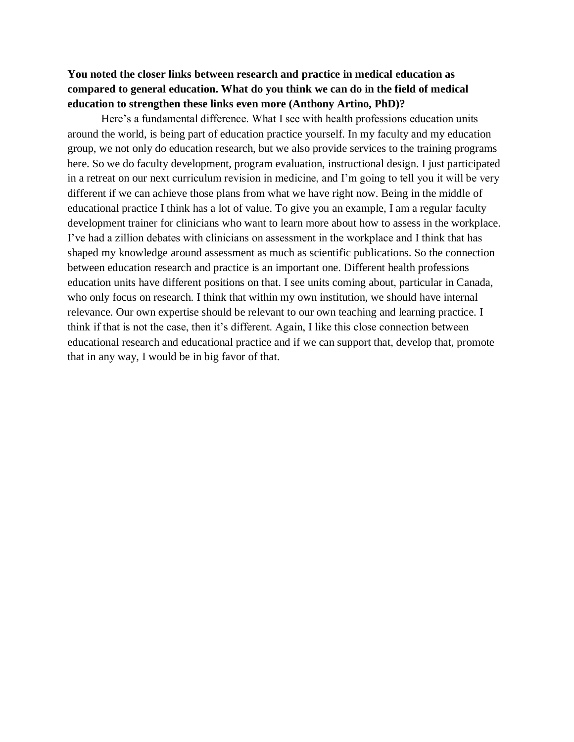**You noted the closer links between research and practice in medical education as compared to general education. What do you think we can do in the field of medical education to strengthen these links even more (Anthony Artino, PhD)?**

Here's a fundamental difference. What I see with health professions education units around the world, is being part of education practice yourself. In my faculty and my education group, we not only do education research, but we also provide services to the training programs here. So we do faculty development, program evaluation, instructional design. I just participated in a retreat on our next curriculum revision in medicine, and I'm going to tell you it will be very different if we can achieve those plans from what we have right now. Being in the middle of educational practice I think has a lot of value. To give you an example, I am a regular faculty development trainer for clinicians who want to learn more about how to assess in the workplace. I've had a zillion debates with clinicians on assessment in the workplace and I think that has shaped my knowledge around assessment as much as scientific publications. So the connection between education research and practice is an important one. Different health professions education units have different positions on that. I see units coming about, particular in Canada, who only focus on research. I think that within my own institution, we should have internal relevance. Our own expertise should be relevant to our own teaching and learning practice. I think if that is not the case, then it's different. Again, I like this close connection between educational research and educational practice and if we can support that, develop that, promote that in any way, I would be in big favor of that.